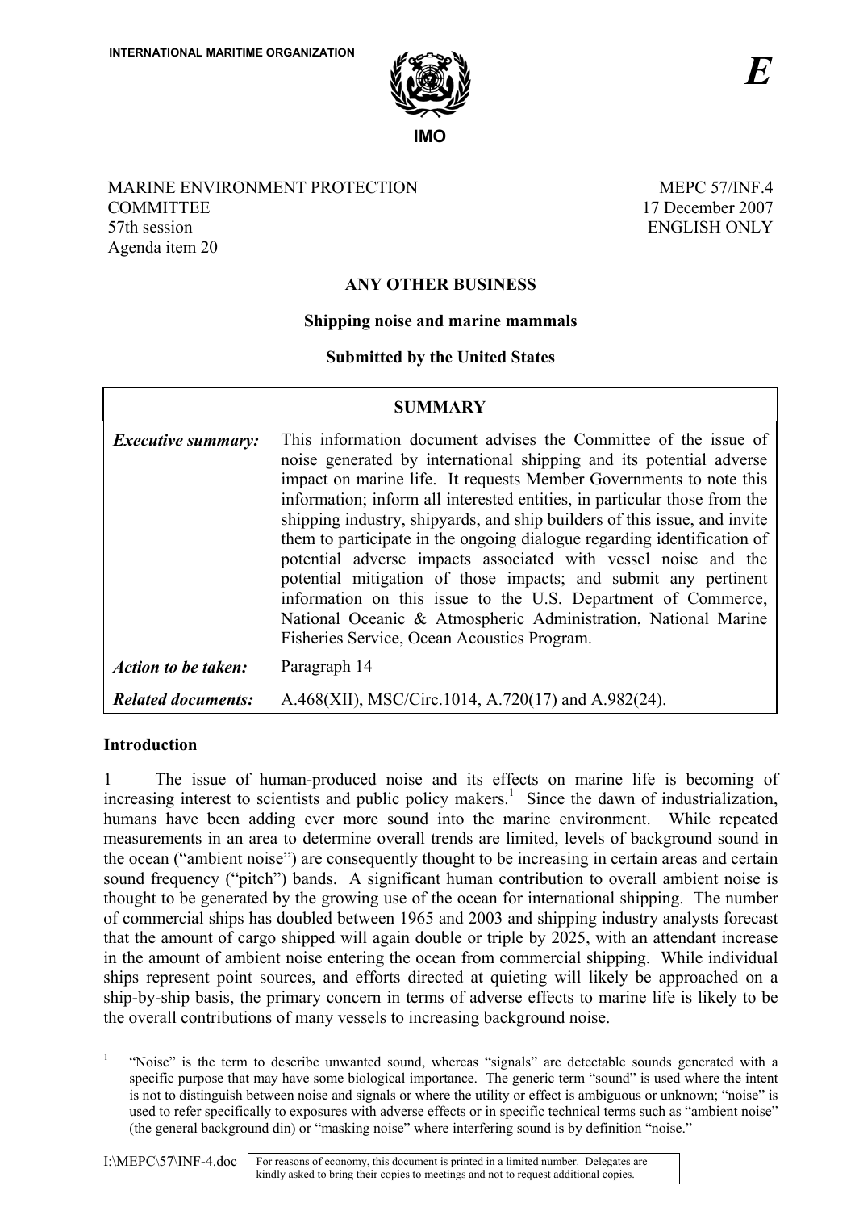INTERNATIONAL MARITIME ORGANIZATION

IMO

*E*

MARINE ENVIRONMENT PROTECTION COMMITTEE
57th session
Agenda item 20

MEPC 57/INF.4
17 December 2007
ENGLISH ONLY

## ANY OTHER BUSINESS

### Shipping noise and marine mammals

### Submitted by the United States

| SUMMARY | |
|---|---|
| ***Executive summary:*** | This information document advises the Committee of the issue of noise generated by international shipping and its potential adverse impact on marine life. It requests Member Governments to note this information; inform all interested entities, in particular those from the shipping industry, shipyards, and ship builders of this issue, and invite them to participate in the ongoing dialogue regarding identification of potential adverse impacts associated with vessel noise and the potential mitigation of those impacts; and submit any pertinent information on this issue to the U.S. Department of Commerce, National Oceanic & Atmospheric Administration, National Marine Fisheries Service, Ocean Acoustics Program. |
| ***Action to be taken:*** | Paragraph 14 |
| ***Related documents:*** | A.468(XII), MSC/Circ.1014, A.720(17) and A.982(24). |

## Introduction

1 The issue of human-produced noise and its effects on marine life is becoming of increasing interest to scientists and public policy makers.[1] Since the dawn of industrialization, humans have been adding ever more sound into the marine environment. While repeated measurements in an area to determine overall trends are limited, levels of background sound in the ocean ("ambient noise") are consequently thought to be increasing in certain areas and certain sound frequency ("pitch") bands. A significant human contribution to overall ambient noise is thought to be generated by the growing use of the ocean for international shipping. The number of commercial ships has doubled between 1965 and 2003 and shipping industry analysts forecast that the amount of cargo shipped will again double or triple by 2025, with an attendant increase in the amount of ambient noise entering the ocean from commercial shipping. While individual ships represent point sources, and efforts directed at quieting will likely be approached on a ship-by-ship basis, the primary concern in terms of adverse effects to marine life is likely to be the overall contributions of many vessels to increasing background noise.

[1] "Noise" is the term to describe unwanted sound, whereas "signals" are detectable sounds generated with a specific purpose that may have some biological importance. The generic term "sound" is used where the intent is not to distinguish between noise and signals or where the utility or effect is ambiguous or unknown; "noise" is used to refer specifically to exposures with adverse effects or in specific technical terms such as "ambient noise" (the general background din) or "masking noise" where interfering sound is by definition "noise."

I:\MEPC\57\INF-4.doc

For reasons of economy, this document is printed in a limited number. Delegates are kindly asked to bring their copies to meetings and not to request additional copies.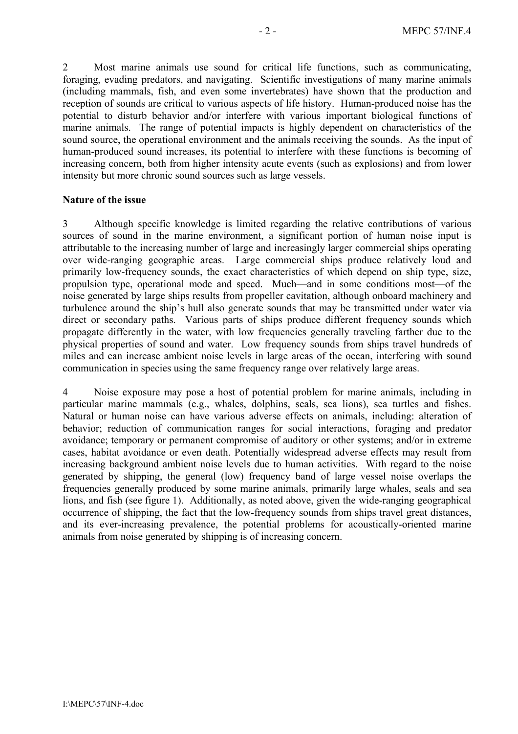2 Most marine animals use sound for critical life functions, such as communicating, foraging, evading predators, and navigating. Scientific investigations of many marine animals (including mammals, fish, and even some invertebrates) have shown that the production and reception of sounds are critical to various aspects of life history. Human-produced noise has the potential to disturb behavior and/or interfere with various important biological functions of marine animals. The range of potential impacts is highly dependent on characteristics of the sound source, the operational environment and the animals receiving the sounds. As the input of human-produced sound increases, its potential to interfere with these functions is becoming of increasing concern, both from higher intensity acute events (such as explosions) and from lower intensity but more chronic sound sources such as large vessels.

**Nature of the issue**

3 Although specific knowledge is limited regarding the relative contributions of various sources of sound in the marine environment, a significant portion of human noise input is attributable to the increasing number of large and increasingly larger commercial ships operating over wide-ranging geographic areas. Large commercial ships produce relatively loud and primarily low-frequency sounds, the exact characteristics of which depend on ship type, size, propulsion type, operational mode and speed. Much—and in some conditions most—of the noise generated by large ships results from propeller cavitation, although onboard machinery and turbulence around the ship's hull also generate sounds that may be transmitted under water via direct or secondary paths. Various parts of ships produce different frequency sounds which propagate differently in the water, with low frequencies generally traveling farther due to the physical properties of sound and water. Low frequency sounds from ships travel hundreds of miles and can increase ambient noise levels in large areas of the ocean, interfering with sound communication in species using the same frequency range over relatively large areas.

4 Noise exposure may pose a host of potential problem for marine animals, including in particular marine mammals (e.g., whales, dolphins, seals, sea lions), sea turtles and fishes. Natural or human noise can have various adverse effects on animals, including: alteration of behavior; reduction of communication ranges for social interactions, foraging and predator avoidance; temporary or permanent compromise of auditory or other systems; and/or in extreme cases, habitat avoidance or even death. Potentially widespread adverse effects may result from increasing background ambient noise levels due to human activities. With regard to the noise generated by shipping, the general (low) frequency band of large vessel noise overlaps the frequencies generally produced by some marine animals, primarily large whales, seals and sea lions, and fish (see figure 1). Additionally, as noted above, given the wide-ranging geographical occurrence of shipping, the fact that the low-frequency sounds from ships travel great distances, and its ever-increasing prevalence, the potential problems for acoustically-oriented marine animals from noise generated by shipping is of increasing concern.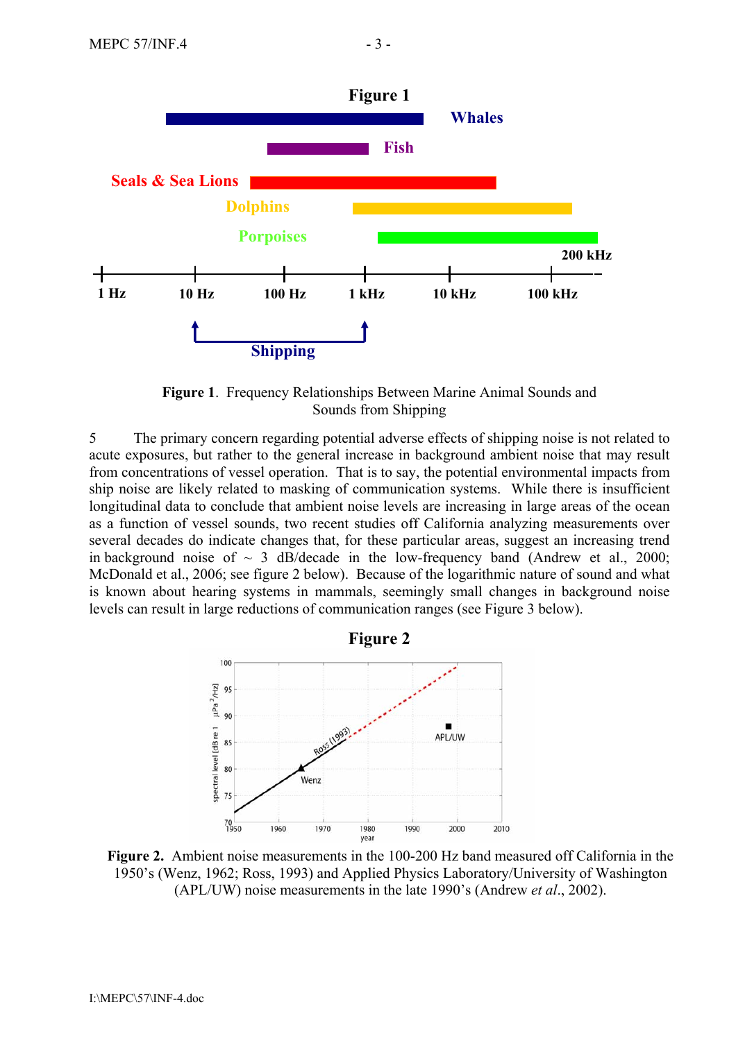**Figure 1**

**Figure 1**. Frequency Relationships Between Marine Animal Sounds and Sounds from Shipping

5 The primary concern regarding potential adverse effects of shipping noise is not related to acute exposures, but rather to the general increase in background ambient noise that may result from concentrations of vessel operation. That is to say, the potential environmental impacts from ship noise are likely related to masking of communication systems. While there is insufficient longitudinal data to conclude that ambient noise levels are increasing in large areas of the ocean as a function of vessel sounds, two recent studies off California analyzing measurements over several decades do indicate changes that, for these particular areas, suggest an increasing trend in background noise of ~ 3 dB/decade in the low-frequency band (Andrew et al., 2000; McDonald et al., 2006; see figure 2 below). Because of the logarithmic nature of sound and what is known about hearing systems in mammals, seemingly small changes in background noise levels can result in large reductions of communication ranges (see Figure 3 below).

**Figure 2**

**Figure 2.** Ambient noise measurements in the 100-200 Hz band measured off California in the 1950's (Wenz, 1962; Ross, 1993) and Applied Physics Laboratory/University of Washington (APL/UW) noise measurements in the late 1990's (Andrew *et al*., 2002).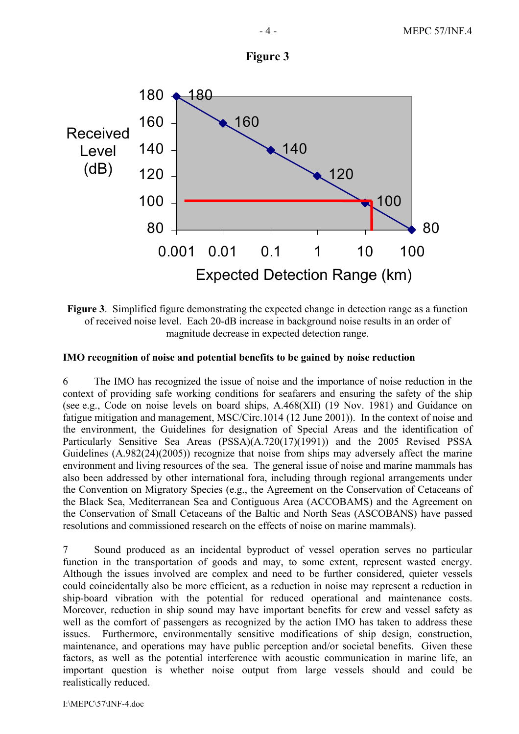**Figure 3**

**Figure 3**. Simplified figure demonstrating the expected change in detection range as a function of received noise level. Each 20-dB increase in background noise results in an order of magnitude decrease in expected detection range.

**IMO recognition of noise and potential benefits to be gained by noise reduction**

6 The IMO has recognized the issue of noise and the importance of noise reduction in the context of providing safe working conditions for seafarers and ensuring the safety of the ship (see e.g., Code on noise levels on board ships, A.468(XII) (19 Nov. 1981) and Guidance on fatigue mitigation and management, MSC/Circ.1014 (12 June 2001)). In the context of noise and the environment, the Guidelines for designation of Special Areas and the identification of Particularly Sensitive Sea Areas (PSSA)(A.720(17)(1991)) and the 2005 Revised PSSA Guidelines (A.982(24)(2005)) recognize that noise from ships may adversely affect the marine environment and living resources of the sea. The general issue of noise and marine mammals has also been addressed by other international fora, including through regional arrangements under the Convention on Migratory Species (e.g., the Agreement on the Conservation of Cetaceans of the Black Sea, Mediterranean Sea and Contiguous Area (ACCOBAMS) and the Agreement on the Conservation of Small Cetaceans of the Baltic and North Seas (ASCOBANS) have passed resolutions and commissioned research on the effects of noise on marine mammals).

7 Sound produced as an incidental byproduct of vessel operation serves no particular function in the transportation of goods and may, to some extent, represent wasted energy. Although the issues involved are complex and need to be further considered, quieter vessels could coincidentally also be more efficient, as a reduction in noise may represent a reduction in ship-board vibration with the potential for reduced operational and maintenance costs. Moreover, reduction in ship sound may have important benefits for crew and vessel safety as well as the comfort of passengers as recognized by the action IMO has taken to address these issues. Furthermore, environmentally sensitive modifications of ship design, construction, maintenance, and operations may have public perception and/or societal benefits. Given these factors, as well as the potential interference with acoustic communication in marine life, an important question is whether noise output from large vessels should and could be realistically reduced.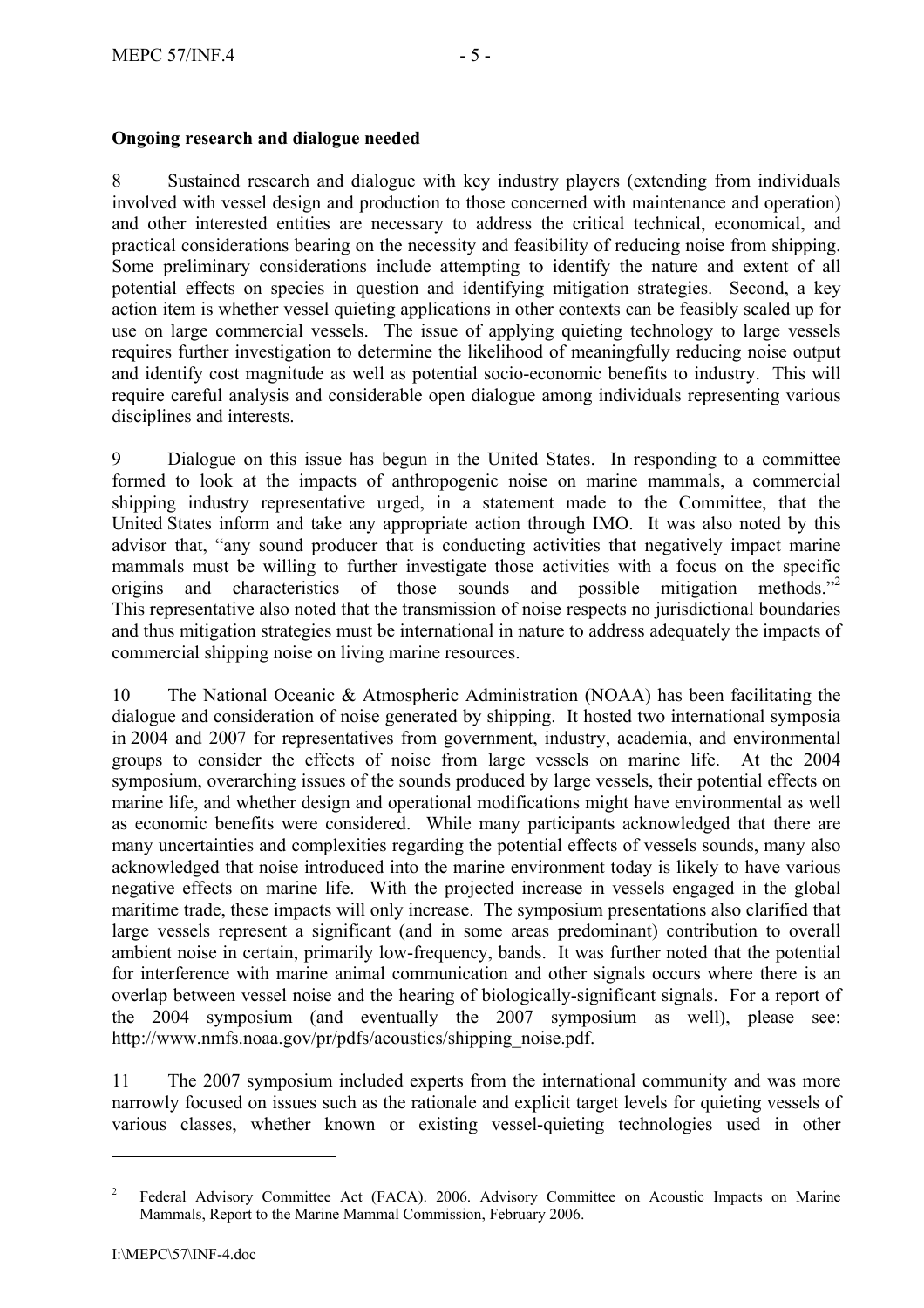**Ongoing research and dialogue needed**

8 Sustained research and dialogue with key industry players (extending from individuals involved with vessel design and production to those concerned with maintenance and operation) and other interested entities are necessary to address the critical technical, economical, and practical considerations bearing on the necessity and feasibility of reducing noise from shipping. Some preliminary considerations include attempting to identify the nature and extent of all potential effects on species in question and identifying mitigation strategies. Second, a key action item is whether vessel quieting applications in other contexts can be feasibly scaled up for use on large commercial vessels. The issue of applying quieting technology to large vessels requires further investigation to determine the likelihood of meaningfully reducing noise output and identify cost magnitude as well as potential socio-economic benefits to industry. This will require careful analysis and considerable open dialogue among individuals representing various disciplines and interests.

9 Dialogue on this issue has begun in the United States. In responding to a committee formed to look at the impacts of anthropogenic noise on marine mammals, a commercial shipping industry representative urged, in a statement made to the Committee, that the United States inform and take any appropriate action through IMO. It was also noted by this advisor that, "any sound producer that is conducting activities that negatively impact marine mammals must be willing to further investigate those activities with a focus on the specific origins and characteristics of those sounds and possible mitigation methods."[2] This representative also noted that the transmission of noise respects no jurisdictional boundaries and thus mitigation strategies must be international in nature to address adequately the impacts of commercial shipping noise on living marine resources.

10 The National Oceanic & Atmospheric Administration (NOAA) has been facilitating the dialogue and consideration of noise generated by shipping. It hosted two international symposia in 2004 and 2007 for representatives from government, industry, academia, and environmental groups to consider the effects of noise from large vessels on marine life. At the 2004 symposium, overarching issues of the sounds produced by large vessels, their potential effects on marine life, and whether design and operational modifications might have environmental as well as economic benefits were considered. While many participants acknowledged that there are many uncertainties and complexities regarding the potential effects of vessels sounds, many also acknowledged that noise introduced into the marine environment today is likely to have various negative effects on marine life. With the projected increase in vessels engaged in the global maritime trade, these impacts will only increase. The symposium presentations also clarified that large vessels represent a significant (and in some areas predominant) contribution to overall ambient noise in certain, primarily low-frequency, bands. It was further noted that the potential for interference with marine animal communication and other signals occurs where there is an overlap between vessel noise and the hearing of biologically-significant signals. For a report of the 2004 symposium (and eventually the 2007 symposium as well), please see: http://www.nmfs.noaa.gov/pr/pdfs/acoustics/shipping_noise.pdf.

11 The 2007 symposium included experts from the international community and was more narrowly focused on issues such as the rationale and explicit target levels for quieting vessels of various classes, whether known or existing vessel-quieting technologies used in other

---

[2] Federal Advisory Committee Act (FACA). 2006. Advisory Committee on Acoustic Impacts on Marine Mammals, Report to the Marine Mammal Commission, February 2006.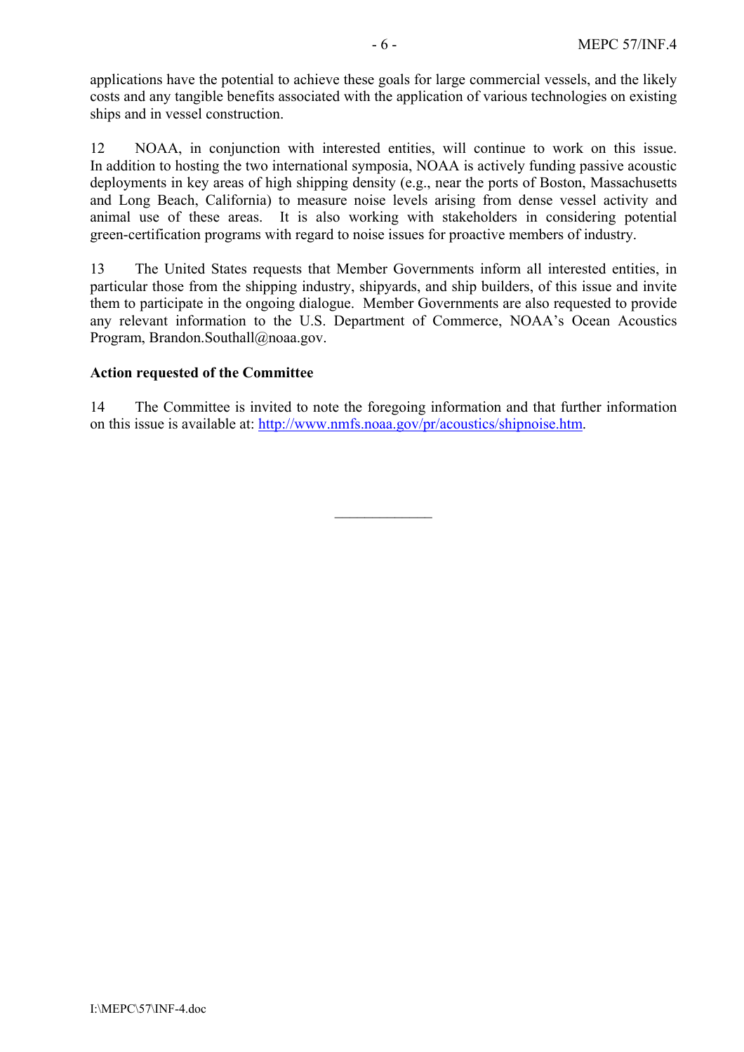applications have the potential to achieve these goals for large commercial vessels, and the likely costs and any tangible benefits associated with the application of various technologies on existing ships and in vessel construction.

12 NOAA, in conjunction with interested entities, will continue to work on this issue. In addition to hosting the two international symposia, NOAA is actively funding passive acoustic deployments in key areas of high shipping density (e.g., near the ports of Boston, Massachusetts and Long Beach, California) to measure noise levels arising from dense vessel activity and animal use of these areas. It is also working with stakeholders in considering potential green-certification programs with regard to noise issues for proactive members of industry.

13 The United States requests that Member Governments inform all interested entities, in particular those from the shipping industry, shipyards, and ship builders, of this issue and invite them to participate in the ongoing dialogue. Member Governments are also requested to provide any relevant information to the U.S. Department of Commerce, NOAA's Ocean Acoustics Program, Brandon.Southall@noaa.gov.

**Action requested of the Committee**

14 The Committee is invited to note the foregoing information and that further information on this issue is available at: http://www.nmfs.noaa.gov/pr/acoustics/shipnoise.htm.

___________